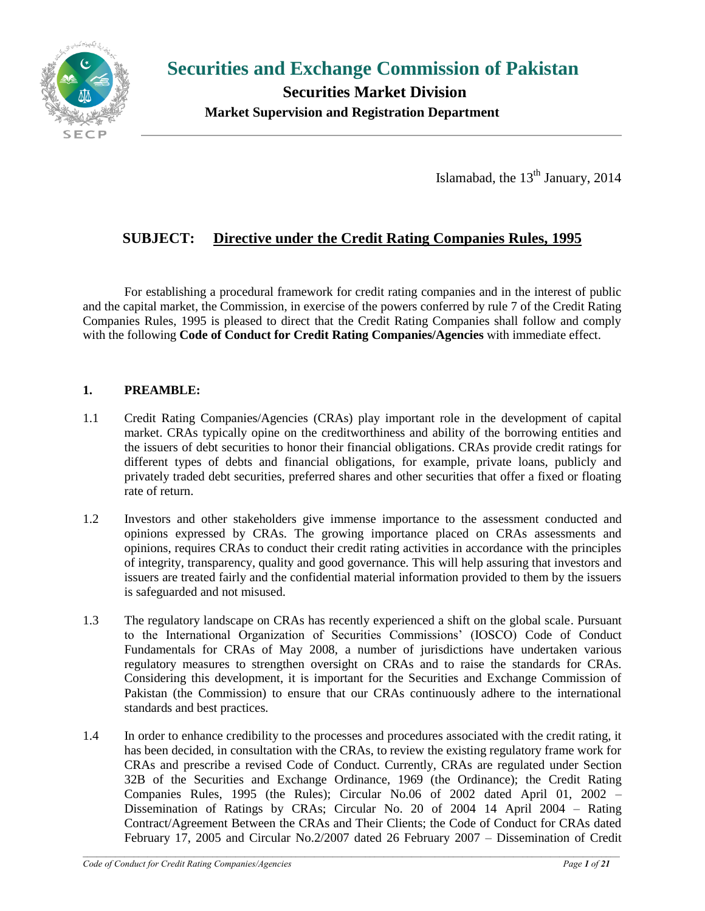# Securities and Exchange Commission of Pakistan

## Securities Market Division

### Market Supervision and Registration Department

Islamabad, the 13th January, 2014

**SUBJECT: Directive under the Credit Rating Companies Rules, 1995**

For establishing a procedural framework for credit rating companies and in the interest of public and the capital market, the Commission, in exercise of the powers conferred by rule 7 of the Credit Rating Companies Rules, 1995 is pleased to direct that the Credit Rating Companies shall follow and comply with the following **Code of Conduct for Credit Rating Companies/Agencies** with immediate effect.

**1. PREAMBLE:**

1.1 Credit Rating Companies/Agencies (CRAs) play important role in the development of capital market. CRAs typically opine on the creditworthiness and ability of the borrowing entities and the issuers of debt securities to honor their financial obligations. CRAs provide credit ratings for different types of debts and financial obligations, for example, private loans, publicly and privately traded debt securities, preferred shares and other securities that offer a fixed or floating rate of return.

1.2 Investors and other stakeholders give immense importance to the assessment conducted and opinions expressed by CRAs. The growing importance placed on CRAs assessments and opinions, requires CRAs to conduct their credit rating activities in accordance with the principles of integrity, transparency, quality and good governance. This will help assuring that investors and issuers are treated fairly and the confidential material information provided to them by the issuers is safeguarded and not misused.

1.3 The regulatory landscape on CRAs has recently experienced a shift on the global scale. Pursuant to the International Organization of Securities Commissions' (IOSCO) Code of Conduct Fundamentals for CRAs of May 2008, a number of jurisdictions have undertaken various regulatory measures to strengthen oversight on CRAs and to raise the standards for CRAs. Considering this development, it is important for the Securities and Exchange Commission of Pakistan (the Commission) to ensure that our CRAs continuously adhere to the international standards and best practices.

1.4 In order to enhance credibility to the processes and procedures associated with the credit rating, it has been decided, in consultation with the CRAs, to review the existing regulatory frame work for CRAs and prescribe a revised Code of Conduct. Currently, CRAs are regulated under Section 32B of the Securities and Exchange Ordinance, 1969 (the Ordinance); the Credit Rating Companies Rules, 1995 (the Rules); Circular No.06 of 2002 dated April 01, 2002 – Dissemination of Ratings by CRAs; Circular No. 20 of 2004 14 April 2004 – Rating Contract/Agreement Between the CRAs and Their Clients; the Code of Conduct for CRAs dated February 17, 2005 and Circular No.2/2007 dated 26 February 2007 – Dissemination of Credit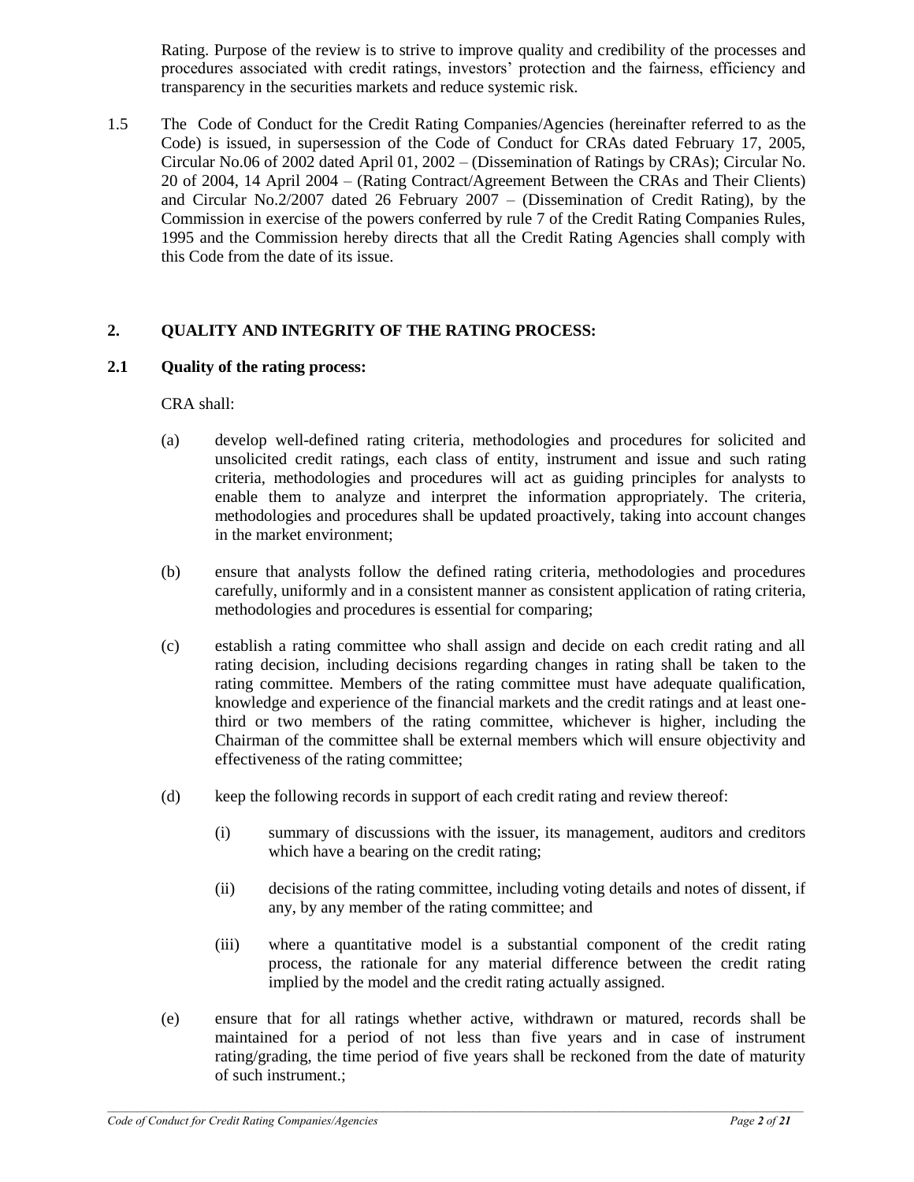Rating. Purpose of the review is to strive to improve quality and credibility of the processes and procedures associated with credit ratings, investors' protection and the fairness, efficiency and transparency in the securities markets and reduce systemic risk.

1.5 The Code of Conduct for the Credit Rating Companies/Agencies (hereinafter referred to as the Code) is issued, in supersession of the Code of Conduct for CRAs dated February 17, 2005, Circular No.06 of 2002 dated April 01, 2002 – (Dissemination of Ratings by CRAs); Circular No. 20 of 2004, 14 April 2004 – (Rating Contract/Agreement Between the CRAs and Their Clients) and Circular No.2/2007 dated 26 February 2007 – (Dissemination of Credit Rating), by the Commission in exercise of the powers conferred by rule 7 of the Credit Rating Companies Rules, 1995 and the Commission hereby directs that all the Credit Rating Agencies shall comply with this Code from the date of its issue.

## 2. QUALITY AND INTEGRITY OF THE RATING PROCESS:

### 2.1 Quality of the rating process:

CRA shall:

(a) develop well-defined rating criteria, methodologies and procedures for solicited and unsolicited credit ratings, each class of entity, instrument and issue and such rating criteria, methodologies and procedures will act as guiding principles for analysts to enable them to analyze and interpret the information appropriately. The criteria, methodologies and procedures shall be updated proactively, taking into account changes in the market environment;

(b) ensure that analysts follow the defined rating criteria, methodologies and procedures carefully, uniformly and in a consistent manner as consistent application of rating criteria, methodologies and procedures is essential for comparing;

(c) establish a rating committee who shall assign and decide on each credit rating and all rating decision, including decisions regarding changes in rating shall be taken to the rating committee. Members of the rating committee must have adequate qualification, knowledge and experience of the financial markets and the credit ratings and at least one-third or two members of the rating committee, whichever is higher, including the Chairman of the committee shall be external members which will ensure objectivity and effectiveness of the rating committee;

(d) keep the following records in support of each credit rating and review thereof:

(i) summary of discussions with the issuer, its management, auditors and creditors which have a bearing on the credit rating;

(ii) decisions of the rating committee, including voting details and notes of dissent, if any, by any member of the rating committee; and

(iii) where a quantitative model is a substantial component of the credit rating process, the rationale for any material difference between the credit rating implied by the model and the credit rating actually assigned.

(e) ensure that for all ratings whether active, withdrawn or matured, records shall be maintained for a period of not less than five years and in case of instrument rating/grading, the time period of five years shall be reckoned from the date of maturity of such instrument.;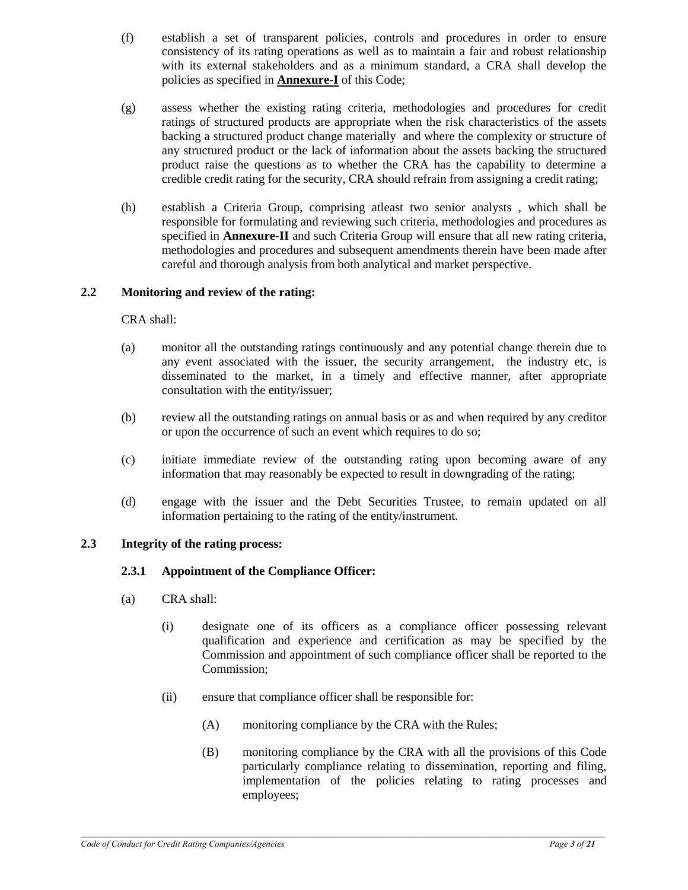(f) establish a set of transparent policies, controls and procedures in order to ensure consistency of its rating operations as well as to maintain a fair and robust relationship with its external stakeholders and as a minimum standard, a CRA shall develop the policies as specified in **Annexure-I** of this Code;

(g) assess whether the existing rating criteria, methodologies and procedures for credit ratings of structured products are appropriate when the risk characteristics of the assets backing a structured product change materially and where the complexity or structure of any structured product or the lack of information about the assets backing the structured product raise the questions as to whether the CRA has the capability to determine a credible credit rating for the security, CRA should refrain from assigning a credit rating;

(h) establish a Criteria Group, comprising atleast two senior analysts , which shall be responsible for formulating and reviewing such criteria, methodologies and procedures as specified in **Annexure-II** and such Criteria Group will ensure that all new rating criteria, methodologies and procedures and subsequent amendments therein have been made after careful and thorough analysis from both analytical and market perspective.

**2.2 Monitoring and review of the rating:**

CRA shall:

(a) monitor all the outstanding ratings continuously and any potential change therein due to any event associated with the issuer, the security arrangement, the industry etc, is disseminated to the market, in a timely and effective manner, after appropriate consultation with the entity/issuer;

(b) review all the outstanding ratings on annual basis or as and when required by any creditor or upon the occurrence of such an event which requires to do so;

(c) initiate immediate review of the outstanding rating upon becoming aware of any information that may reasonably be expected to result in downgrading of the rating;

(d) engage with the issuer and the Debt Securities Trustee, to remain updated on all information pertaining to the rating of the entity/instrument.

**2.3 Integrity of the rating process:**

**2.3.1 Appointment of the Compliance Officer:**

(a) CRA shall:

(i) designate one of its officers as a compliance officer possessing relevant qualification and experience and certification as may be specified by the Commission and appointment of such compliance officer shall be reported to the Commission;

(ii) ensure that compliance officer shall be responsible for:

(A) monitoring compliance by the CRA with the Rules;

(B) monitoring compliance by the CRA with all the provisions of this Code particularly compliance relating to dissemination, reporting and filing, implementation of the policies relating to rating processes and employees;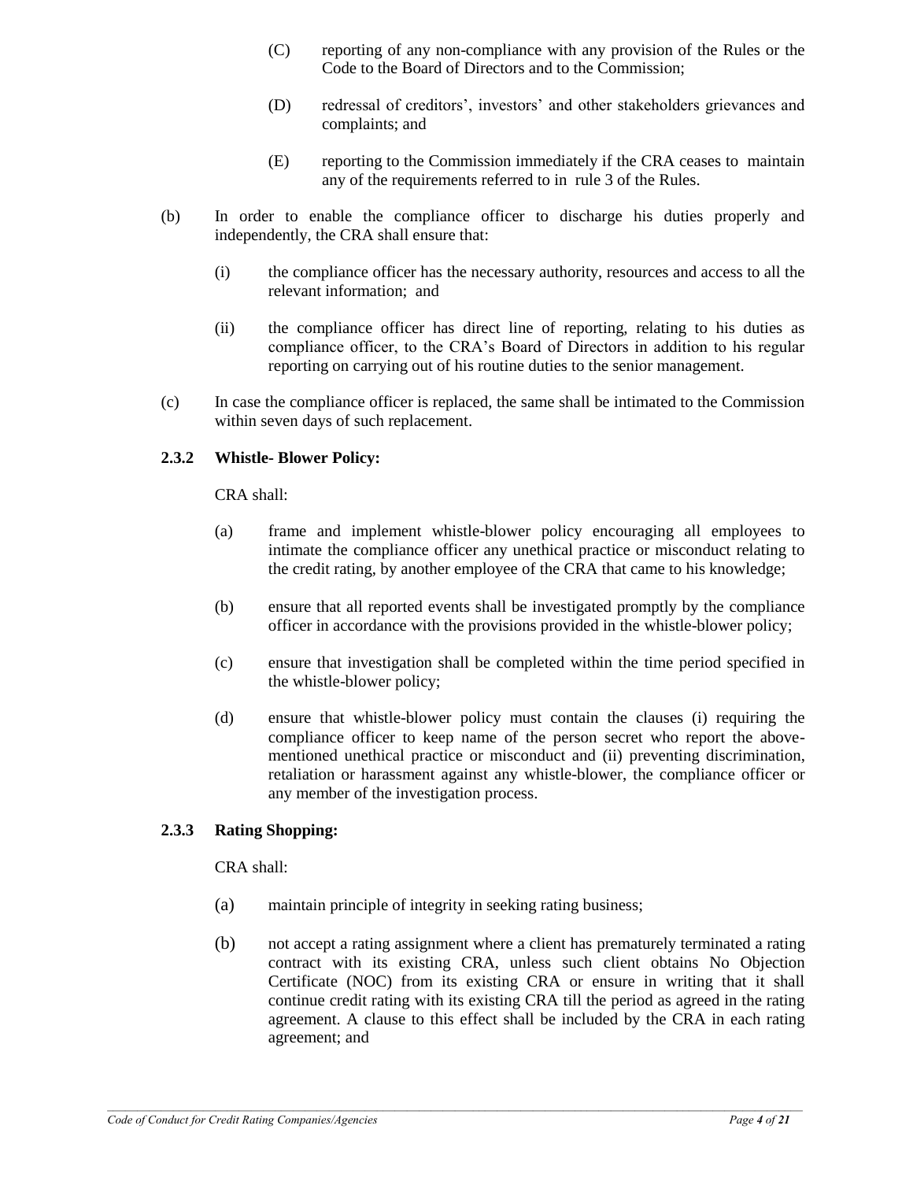(C) reporting of any non-compliance with any provision of the Rules or the Code to the Board of Directors and to the Commission;

(D) redressal of creditors', investors' and other stakeholders grievances and complaints; and

(E) reporting to the Commission immediately if the CRA ceases to maintain any of the requirements referred to in rule 3 of the Rules.

(b) In order to enable the compliance officer to discharge his duties properly and independently, the CRA shall ensure that:

(i) the compliance officer has the necessary authority, resources and access to all the relevant information; and

(ii) the compliance officer has direct line of reporting, relating to his duties as compliance officer, to the CRA's Board of Directors in addition to his regular reporting on carrying out of his routine duties to the senior management.

(c) In case the compliance officer is replaced, the same shall be intimated to the Commission within seven days of such replacement.

### 2.3.2 Whistle- Blower Policy:

CRA shall:

(a) frame and implement whistle-blower policy encouraging all employees to intimate the compliance officer any unethical practice or misconduct relating to the credit rating, by another employee of the CRA that came to his knowledge;

(b) ensure that all reported events shall be investigated promptly by the compliance officer in accordance with the provisions provided in the whistle-blower policy;

(c) ensure that investigation shall be completed within the time period specified in the whistle-blower policy;

(d) ensure that whistle-blower policy must contain the clauses (i) requiring the compliance officer to keep name of the person secret who report the above-mentioned unethical practice or misconduct and (ii) preventing discrimination, retaliation or harassment against any whistle-blower, the compliance officer or any member of the investigation process.

### 2.3.3 Rating Shopping:

CRA shall:

(a) maintain principle of integrity in seeking rating business;

(b) not accept a rating assignment where a client has prematurely terminated a rating contract with its existing CRA, unless such client obtains No Objection Certificate (NOC) from its existing CRA or ensure in writing that it shall continue credit rating with its existing CRA till the period as agreed in the rating agreement. A clause to this effect shall be included by the CRA in each rating agreement; and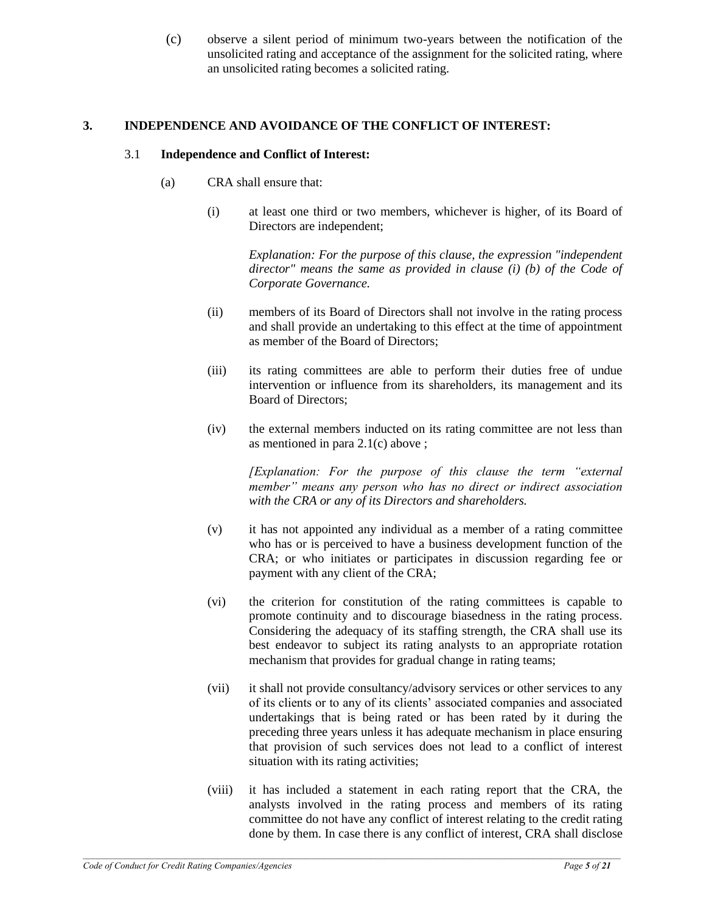(c) observe a silent period of minimum two-years between the notification of the unsolicited rating and acceptance of the assignment for the solicited rating, where an unsolicited rating becomes a solicited rating.

## 3. INDEPENDENCE AND AVOIDANCE OF THE CONFLICT OF INTEREST:

### 3.1 Independence and Conflict of Interest:

(a) CRA shall ensure that:

(i) at least one third or two members, whichever is higher, of its Board of Directors are independent;

*Explanation: For the purpose of this clause, the expression "independent director" means the same as provided in clause (i) (b) of the Code of Corporate Governance.*

(ii) members of its Board of Directors shall not involve in the rating process and shall provide an undertaking to this effect at the time of appointment as member of the Board of Directors;

(iii) its rating committees are able to perform their duties free of undue intervention or influence from its shareholders, its management and its Board of Directors;

(iv) the external members inducted on its rating committee are not less than as mentioned in para 2.1(c) above ;

*[Explanation: For the purpose of this clause the term "external member" means any person who has no direct or indirect association with the CRA or any of its Directors and shareholders.*

(v) it has not appointed any individual as a member of a rating committee who has or is perceived to have a business development function of the CRA; or who initiates or participates in discussion regarding fee or payment with any client of the CRA;

(vi) the criterion for constitution of the rating committees is capable to promote continuity and to discourage biasedness in the rating process. Considering the adequacy of its staffing strength, the CRA shall use its best endeavor to subject its rating analysts to an appropriate rotation mechanism that provides for gradual change in rating teams;

(vii) it shall not provide consultancy/advisory services or other services to any of its clients or to any of its clients' associated companies and associated undertakings that is being rated or has been rated by it during the preceding three years unless it has adequate mechanism in place ensuring that provision of such services does not lead to a conflict of interest situation with its rating activities;

(viii) it has included a statement in each rating report that the CRA, the analysts involved in the rating process and members of its rating committee do not have any conflict of interest relating to the credit rating done by them. In case there is any conflict of interest, CRA shall disclose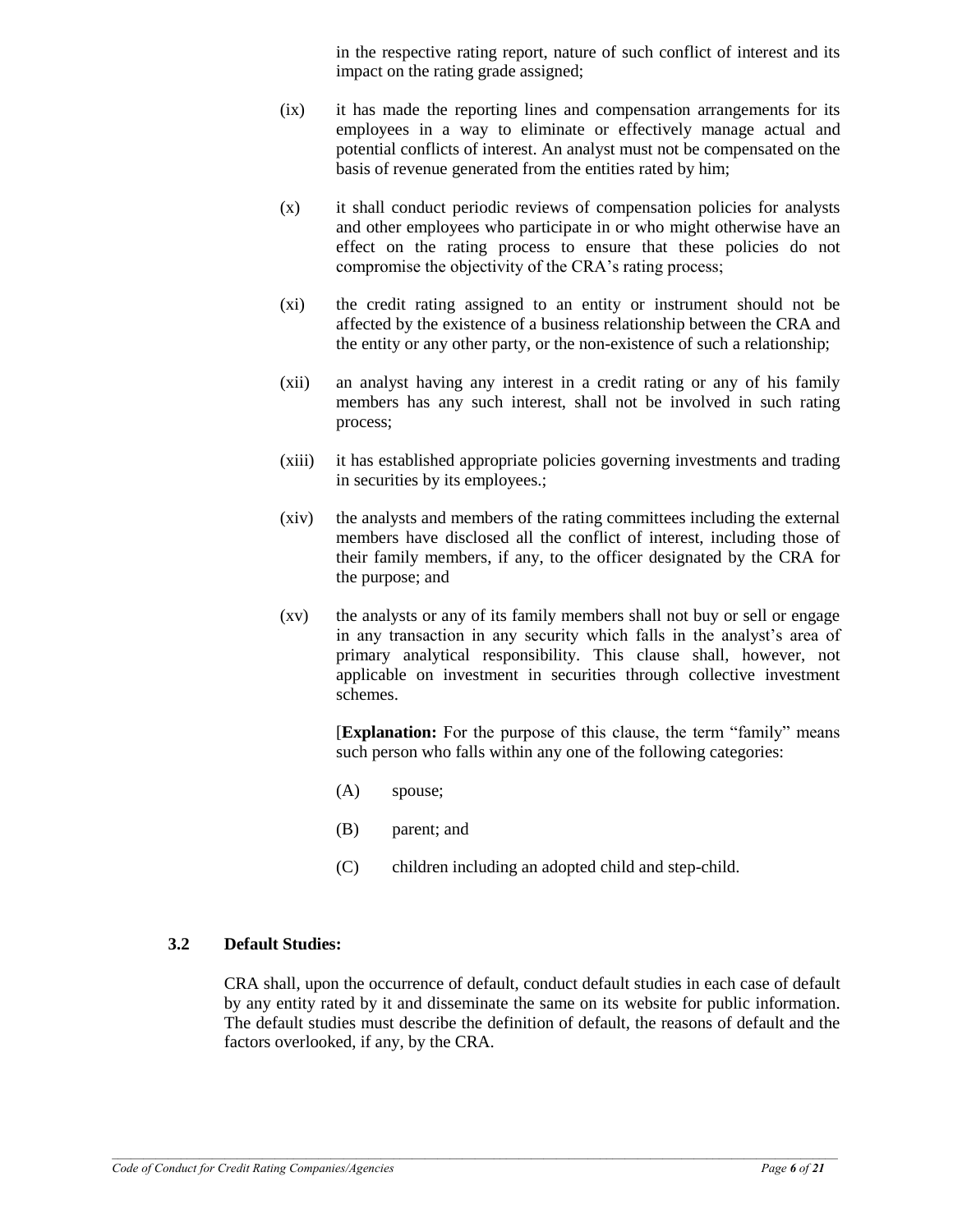in the respective rating report, nature of such conflict of interest and its impact on the rating grade assigned;

(ix) it has made the reporting lines and compensation arrangements for its employees in a way to eliminate or effectively manage actual and potential conflicts of interest. An analyst must not be compensated on the basis of revenue generated from the entities rated by him;

(x) it shall conduct periodic reviews of compensation policies for analysts and other employees who participate in or who might otherwise have an effect on the rating process to ensure that these policies do not compromise the objectivity of the CRA's rating process;

(xi) the credit rating assigned to an entity or instrument should not be affected by the existence of a business relationship between the CRA and the entity or any other party, or the non-existence of such a relationship;

(xii) an analyst having any interest in a credit rating or any of his family members has any such interest, shall not be involved in such rating process;

(xiii) it has established appropriate policies governing investments and trading in securities by its employees.;

(xiv) the analysts and members of the rating committees including the external members have disclosed all the conflict of interest, including those of their family members, if any, to the officer designated by the CRA for the purpose; and

(xv) the analysts or any of its family members shall not buy or sell or engage in any transaction in any security which falls in the analyst's area of primary analytical responsibility. This clause shall, however, not applicable on investment in securities through collective investment schemes.

[**Explanation:** For the purpose of this clause, the term "family" means such person who falls within any one of the following categories:

(A) spouse;

(B) parent; and

(C) children including an adopted child and step-child.

### 3.2 Default Studies:

CRA shall, upon the occurrence of default, conduct default studies in each case of default by any entity rated by it and disseminate the same on its website for public information. The default studies must describe the definition of default, the reasons of default and the factors overlooked, if any, by the CRA.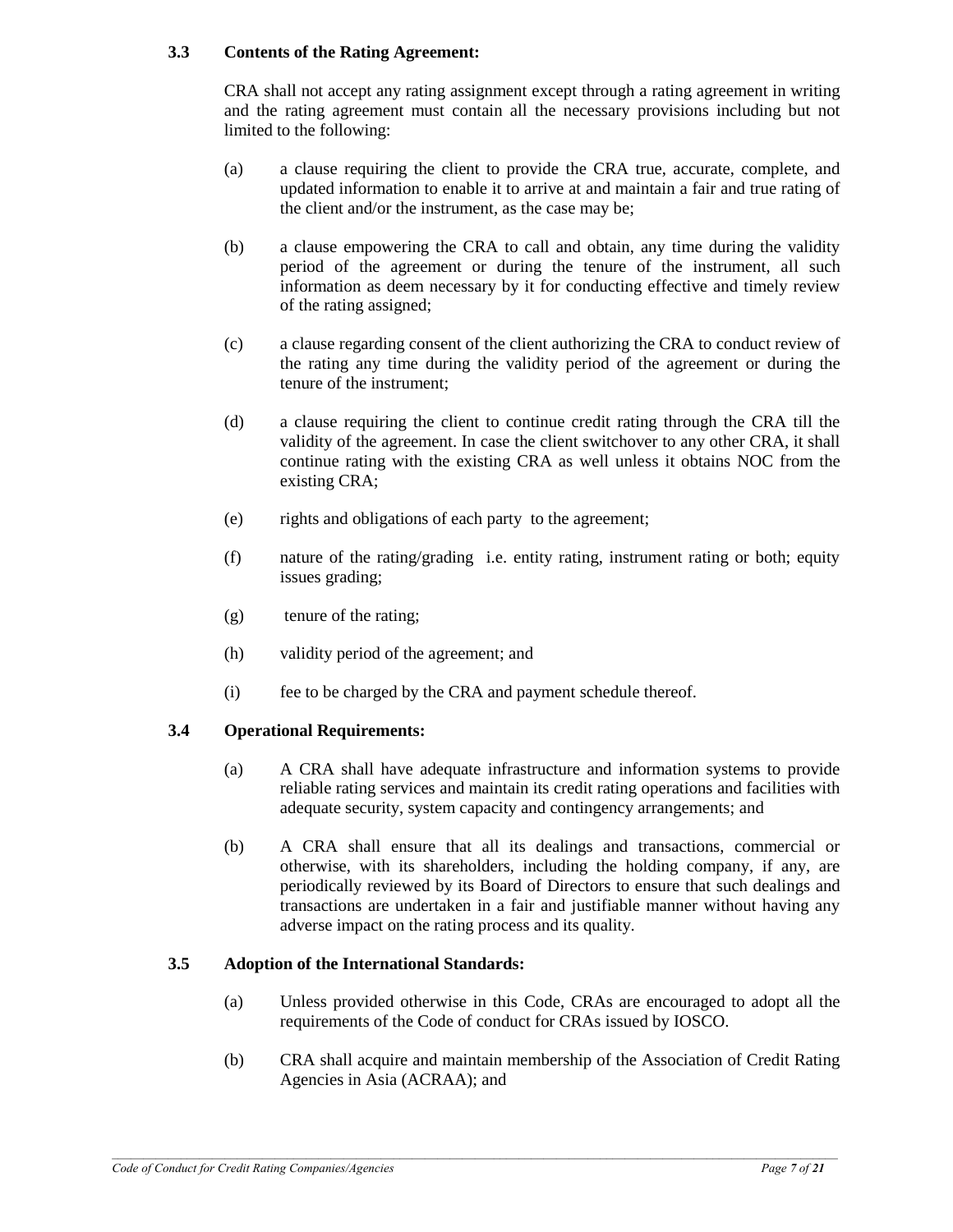### 3.3 Contents of the Rating Agreement:

CRA shall not accept any rating assignment except through a rating agreement in writing and the rating agreement must contain all the necessary provisions including but not limited to the following:

(a) a clause requiring the client to provide the CRA true, accurate, complete, and updated information to enable it to arrive at and maintain a fair and true rating of the client and/or the instrument, as the case may be;

(b) a clause empowering the CRA to call and obtain, any time during the validity period of the agreement or during the tenure of the instrument, all such information as deem necessary by it for conducting effective and timely review of the rating assigned;

(c) a clause regarding consent of the client authorizing the CRA to conduct review of the rating any time during the validity period of the agreement or during the tenure of the instrument;

(d) a clause requiring the client to continue credit rating through the CRA till the validity of the agreement. In case the client switchover to any other CRA, it shall continue rating with the existing CRA as well unless it obtains NOC from the existing CRA;

(e) rights and obligations of each party to the agreement;

(f) nature of the rating/grading i.e. entity rating, instrument rating or both; equity issues grading;

(g) tenure of the rating;

(h) validity period of the agreement; and

(i) fee to be charged by the CRA and payment schedule thereof.

### 3.4 Operational Requirements:

(a) A CRA shall have adequate infrastructure and information systems to provide reliable rating services and maintain its credit rating operations and facilities with adequate security, system capacity and contingency arrangements; and

(b) A CRA shall ensure that all its dealings and transactions, commercial or otherwise, with its shareholders, including the holding company, if any, are periodically reviewed by its Board of Directors to ensure that such dealings and transactions are undertaken in a fair and justifiable manner without having any adverse impact on the rating process and its quality.

### 3.5 Adoption of the International Standards:

(a) Unless provided otherwise in this Code, CRAs are encouraged to adopt all the requirements of the Code of conduct for CRAs issued by IOSCO.

(b) CRA shall acquire and maintain membership of the Association of Credit Rating Agencies in Asia (ACRAA); and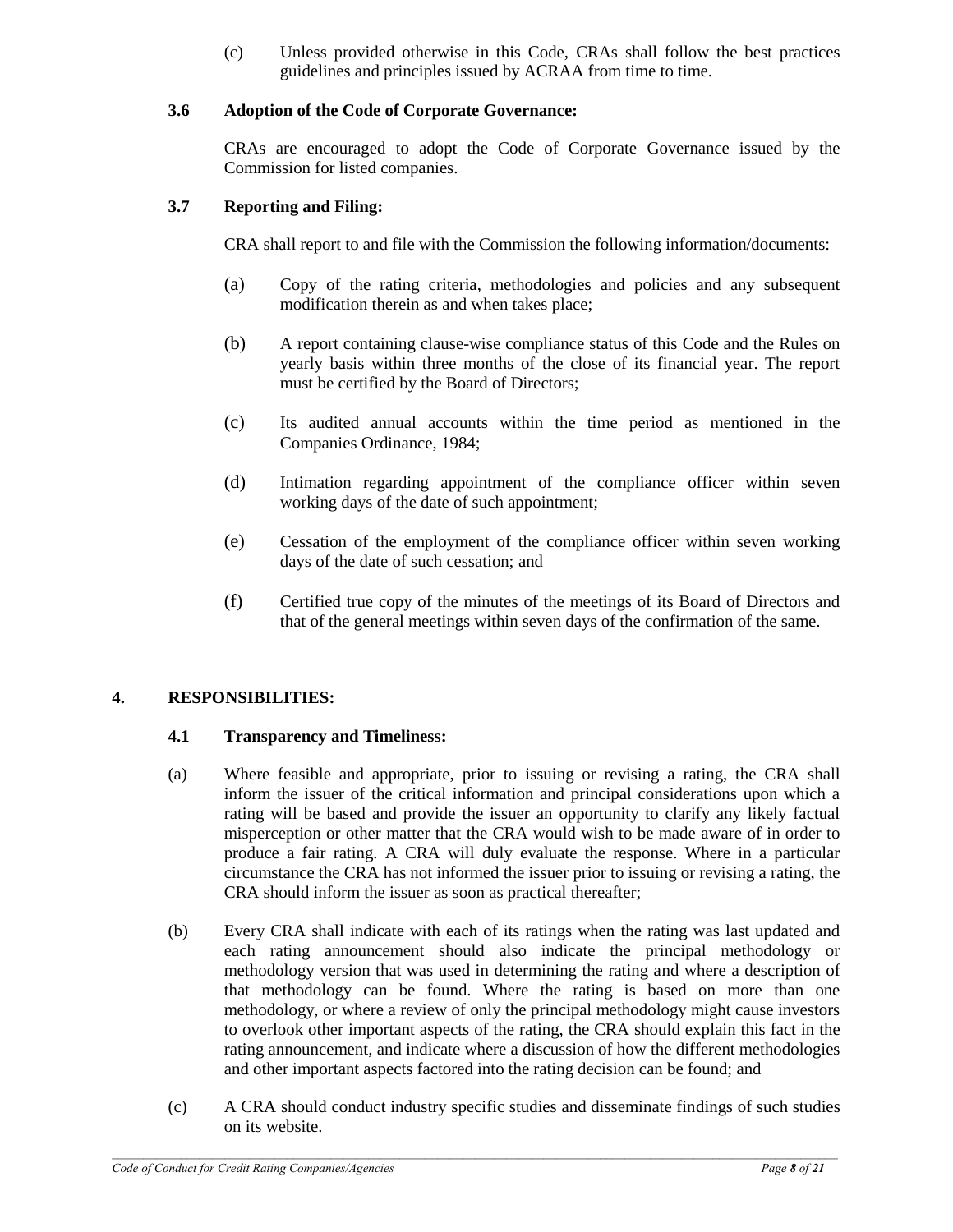(c) Unless provided otherwise in this Code, CRAs shall follow the best practices guidelines and principles issued by ACRAA from time to time.

**3.6 Adoption of the Code of Corporate Governance:**

CRAs are encouraged to adopt the Code of Corporate Governance issued by the Commission for listed companies.

**3.7 Reporting and Filing:**

CRA shall report to and file with the Commission the following information/documents:

(a) Copy of the rating criteria, methodologies and policies and any subsequent modification therein as and when takes place;

(b) A report containing clause-wise compliance status of this Code and the Rules on yearly basis within three months of the close of its financial year. The report must be certified by the Board of Directors;

(c) Its audited annual accounts within the time period as mentioned in the Companies Ordinance, 1984;

(d) Intimation regarding appointment of the compliance officer within seven working days of the date of such appointment;

(e) Cessation of the employment of the compliance officer within seven working days of the date of such cessation; and

(f) Certified true copy of the minutes of the meetings of its Board of Directors and that of the general meetings within seven days of the confirmation of the same.

## 4. RESPONSIBILITIES:

**4.1 Transparency and Timeliness:**

(a) Where feasible and appropriate, prior to issuing or revising a rating, the CRA shall inform the issuer of the critical information and principal considerations upon which a rating will be based and provide the issuer an opportunity to clarify any likely factual misperception or other matter that the CRA would wish to be made aware of in order to produce a fair rating. A CRA will duly evaluate the response. Where in a particular circumstance the CRA has not informed the issuer prior to issuing or revising a rating, the CRA should inform the issuer as soon as practical thereafter;

(b) Every CRA shall indicate with each of its ratings when the rating was last updated and each rating announcement should also indicate the principal methodology or methodology version that was used in determining the rating and where a description of that methodology can be found. Where the rating is based on more than one methodology, or where a review of only the principal methodology might cause investors to overlook other important aspects of the rating, the CRA should explain this fact in the rating announcement, and indicate where a discussion of how the different methodologies and other important aspects factored into the rating decision can be found; and

(c) A CRA should conduct industry specific studies and disseminate findings of such studies on its website.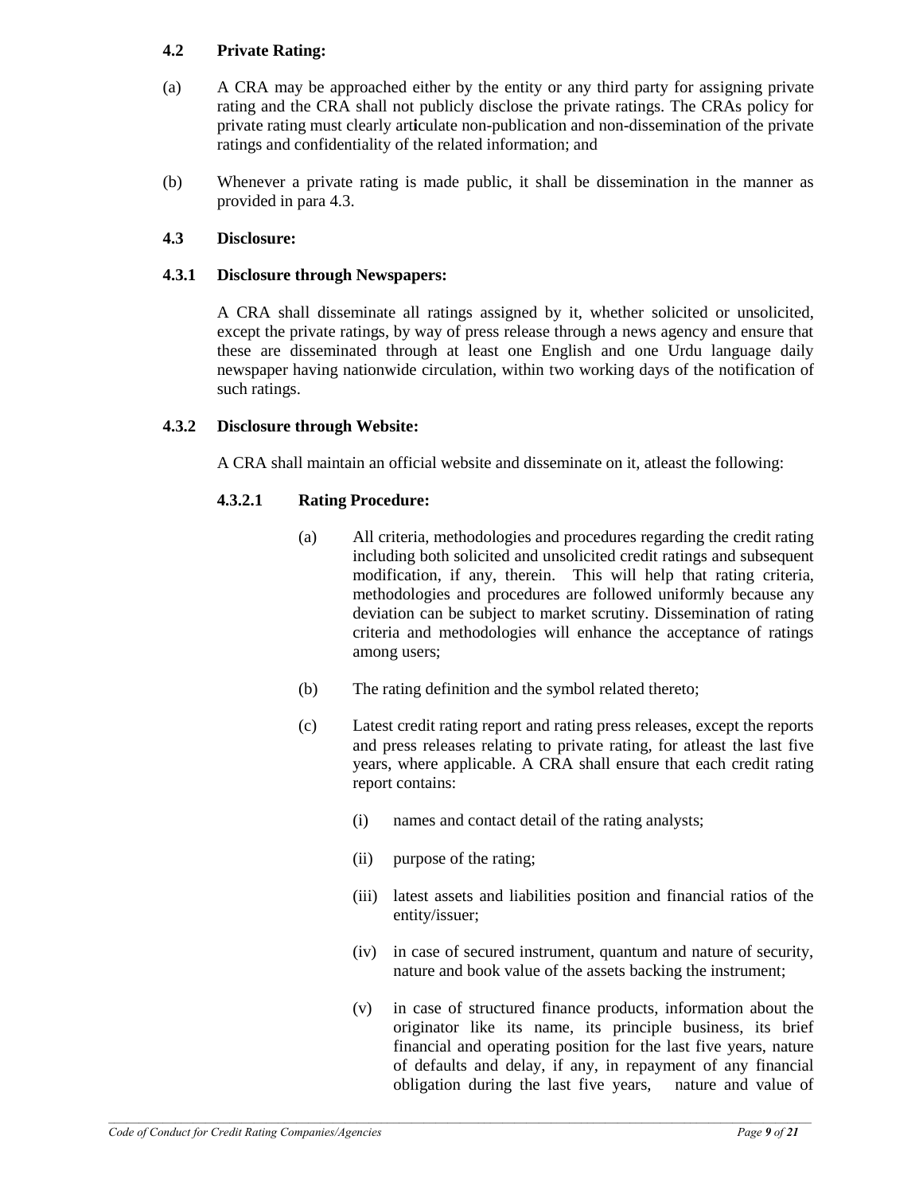### 4.2 Private Rating:

(a) A CRA may be approached either by the entity or any third party for assigning private rating and the CRA shall not publicly disclose the private ratings. The CRAs policy for private rating must clearly articulate non-publication and non-dissemination of the private ratings and confidentiality of the related information; and

(b) Whenever a private rating is made public, it shall be dissemination in the manner as provided in para 4.3.

### 4.3 Disclosure:

#### 4.3.1 Disclosure through Newspapers:

A CRA shall disseminate all ratings assigned by it, whether solicited or unsolicited, except the private ratings, by way of press release through a news agency and ensure that these are disseminated through at least one English and one Urdu language daily newspaper having nationwide circulation, within two working days of the notification of such ratings.

#### 4.3.2 Disclosure through Website:

A CRA shall maintain an official website and disseminate on it, atleast the following:

##### 4.3.2.1 Rating Procedure:

(a) All criteria, methodologies and procedures regarding the credit rating including both solicited and unsolicited credit ratings and subsequent modification, if any, therein. This will help that rating criteria, methodologies and procedures are followed uniformly because any deviation can be subject to market scrutiny. Dissemination of rating criteria and methodologies will enhance the acceptance of ratings among users;

(b) The rating definition and the symbol related thereto;

(c) Latest credit rating report and rating press releases, except the reports and press releases relating to private rating, for atleast the last five years, where applicable. A CRA shall ensure that each credit rating report contains:

(i) names and contact detail of the rating analysts;

(ii) purpose of the rating;

(iii) latest assets and liabilities position and financial ratios of the entity/issuer;

(iv) in case of secured instrument, quantum and nature of security, nature and book value of the assets backing the instrument;

(v) in case of structured finance products, information about the originator like its name, its principle business, its brief financial and operating position for the last five years, nature of defaults and delay, if any, in repayment of any financial obligation during the last five years, nature and value of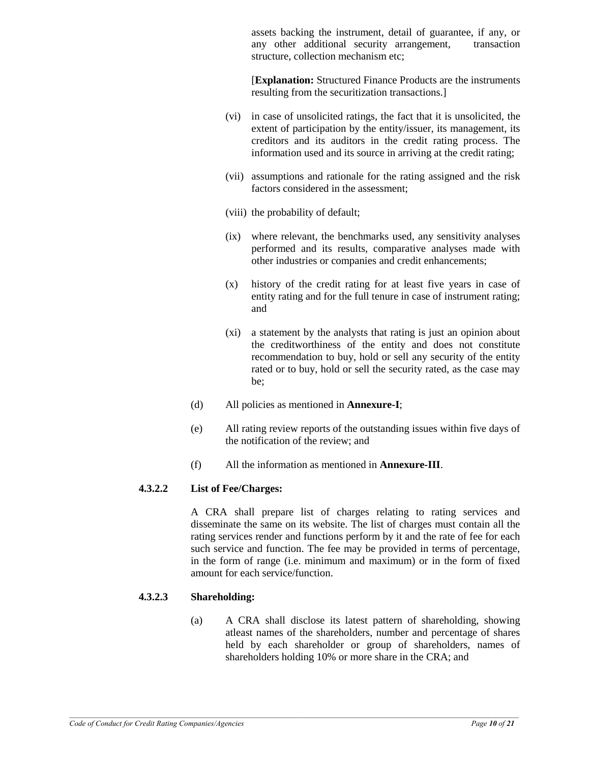assets backing the instrument, detail of guarantee, if any, or any other additional security arrangement, transaction structure, collection mechanism etc;

[**Explanation:** Structured Finance Products are the instruments resulting from the securitization transactions.]

(vi) in case of unsolicited ratings, the fact that it is unsolicited, the extent of participation by the entity/issuer, its management, its creditors and its auditors in the credit rating process. The information used and its source in arriving at the credit rating;

(vii) assumptions and rationale for the rating assigned and the risk factors considered in the assessment;

(viii) the probability of default;

(ix) where relevant, the benchmarks used, any sensitivity analyses performed and its results, comparative analyses made with other industries or companies and credit enhancements;

(x) history of the credit rating for at least five years in case of entity rating and for the full tenure in case of instrument rating; and

(xi) a statement by the analysts that rating is just an opinion about the creditworthiness of the entity and does not constitute recommendation to buy, hold or sell any security of the entity rated or to buy, hold or sell the security rated, as the case may be;

(d) All policies as mentioned in **Annexure-I**;

(e) All rating review reports of the outstanding issues within five days of the notification of the review; and

(f) All the information as mentioned in **Annexure-III**.

**4.3.2.2 List of Fee/Charges:**

A CRA shall prepare list of charges relating to rating services and disseminate the same on its website. The list of charges must contain all the rating services render and functions perform by it and the rate of fee for each such service and function. The fee may be provided in terms of percentage, in the form of range (i.e. minimum and maximum) or in the form of fixed amount for each service/function.

**4.3.2.3 Shareholding:**

(a) A CRA shall disclose its latest pattern of shareholding, showing atleast names of the shareholders, number and percentage of shares held by each shareholder or group of shareholders, names of shareholders holding 10% or more share in the CRA; and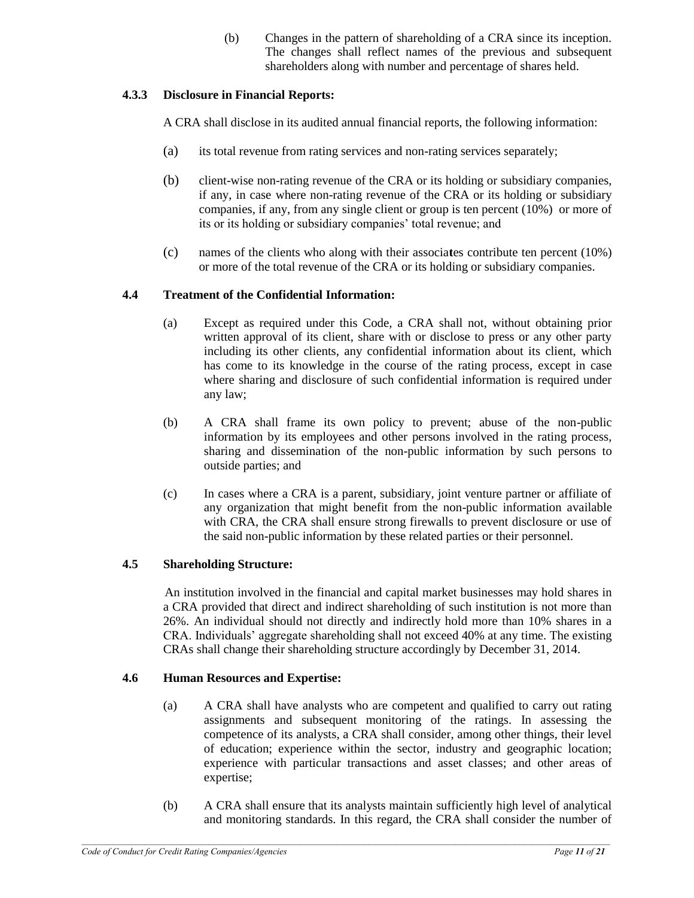(b) Changes in the pattern of shareholding of a CRA since its inception. The changes shall reflect names of the previous and subsequent shareholders along with number and percentage of shares held.

### 4.3.3 Disclosure in Financial Reports:

A CRA shall disclose in its audited annual financial reports, the following information:

(a) its total revenue from rating services and non-rating services separately;

(b) client-wise non-rating revenue of the CRA or its holding or subsidiary companies, if any, in case where non-rating revenue of the CRA or its holding or subsidiary companies, if any, from any single client or group is ten percent (10%) or more of its or its holding or subsidiary companies' total revenue; and

(c) names of the clients who along with their associates contribute ten percent (10%) or more of the total revenue of the CRA or its holding or subsidiary companies.

### 4.4 Treatment of the Confidential Information:

(a) Except as required under this Code, a CRA shall not, without obtaining prior written approval of its client, share with or disclose to press or any other party including its other clients, any confidential information about its client, which has come to its knowledge in the course of the rating process, except in case where sharing and disclosure of such confidential information is required under any law;

(b) A CRA shall frame its own policy to prevent; abuse of the non-public information by its employees and other persons involved in the rating process, sharing and dissemination of the non-public information by such persons to outside parties; and

(c) In cases where a CRA is a parent, subsidiary, joint venture partner or affiliate of any organization that might benefit from the non-public information available with CRA, the CRA shall ensure strong firewalls to prevent disclosure or use of the said non-public information by these related parties or their personnel.

### 4.5 Shareholding Structure:

An institution involved in the financial and capital market businesses may hold shares in a CRA provided that direct and indirect shareholding of such institution is not more than 26%. An individual should not directly and indirectly hold more than 10% shares in a CRA. Individuals' aggregate shareholding shall not exceed 40% at any time. The existing CRAs shall change their shareholding structure accordingly by December 31, 2014.

### 4.6 Human Resources and Expertise:

(a) A CRA shall have analysts who are competent and qualified to carry out rating assignments and subsequent monitoring of the ratings. In assessing the competence of its analysts, a CRA shall consider, among other things, their level of education; experience within the sector, industry and geographic location; experience with particular transactions and asset classes; and other areas of expertise;

(b) A CRA shall ensure that its analysts maintain sufficiently high level of analytical and monitoring standards. In this regard, the CRA shall consider the number of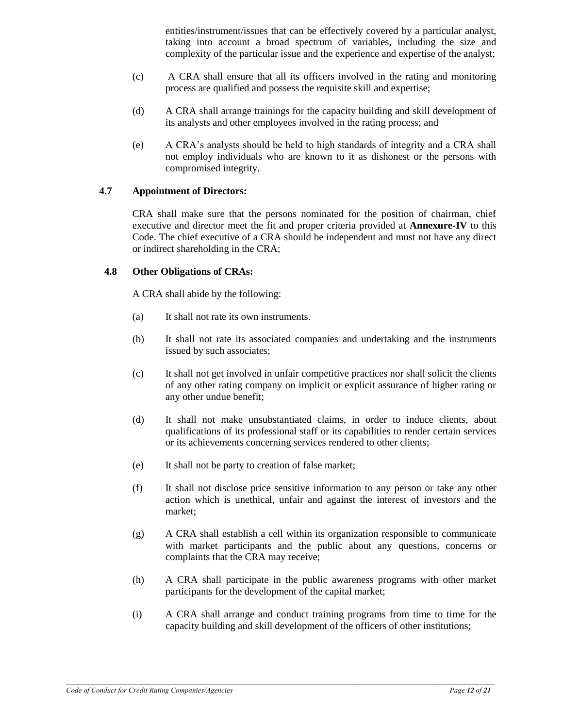entities/instrument/issues that can be effectively covered by a particular analyst, taking into account a broad spectrum of variables, including the size and complexity of the particular issue and the experience and expertise of the analyst;

(c) A CRA shall ensure that all its officers involved in the rating and monitoring process are qualified and possess the requisite skill and expertise;

(d) A CRA shall arrange trainings for the capacity building and skill development of its analysts and other employees involved in the rating process; and

(e) A CRA's analysts should be held to high standards of integrity and a CRA shall not employ individuals who are known to it as dishonest or the persons with compromised integrity.

**4.7 Appointment of Directors:**

CRA shall make sure that the persons nominated for the position of chairman, chief executive and director meet the fit and proper criteria provided at **Annexure-IV** to this Code. The chief executive of a CRA should be independent and must not have any direct or indirect shareholding in the CRA;

**4.8 Other Obligations of CRAs:**

A CRA shall abide by the following:

(a) It shall not rate its own instruments.

(b) It shall not rate its associated companies and undertaking and the instruments issued by such associates;

(c) It shall not get involved in unfair competitive practices nor shall solicit the clients of any other rating company on implicit or explicit assurance of higher rating or any other undue benefit;

(d) It shall not make unsubstantiated claims, in order to induce clients, about qualifications of its professional staff or its capabilities to render certain services or its achievements concerning services rendered to other clients;

(e) It shall not be party to creation of false market;

(f) It shall not disclose price sensitive information to any person or take any other action which is unethical, unfair and against the interest of investors and the market;

(g) A CRA shall establish a cell within its organization responsible to communicate with market participants and the public about any questions, concerns or complaints that the CRA may receive;

(h) A CRA shall participate in the public awareness programs with other market participants for the development of the capital market;

(i) A CRA shall arrange and conduct training programs from time to time for the capacity building and skill development of the officers of other institutions;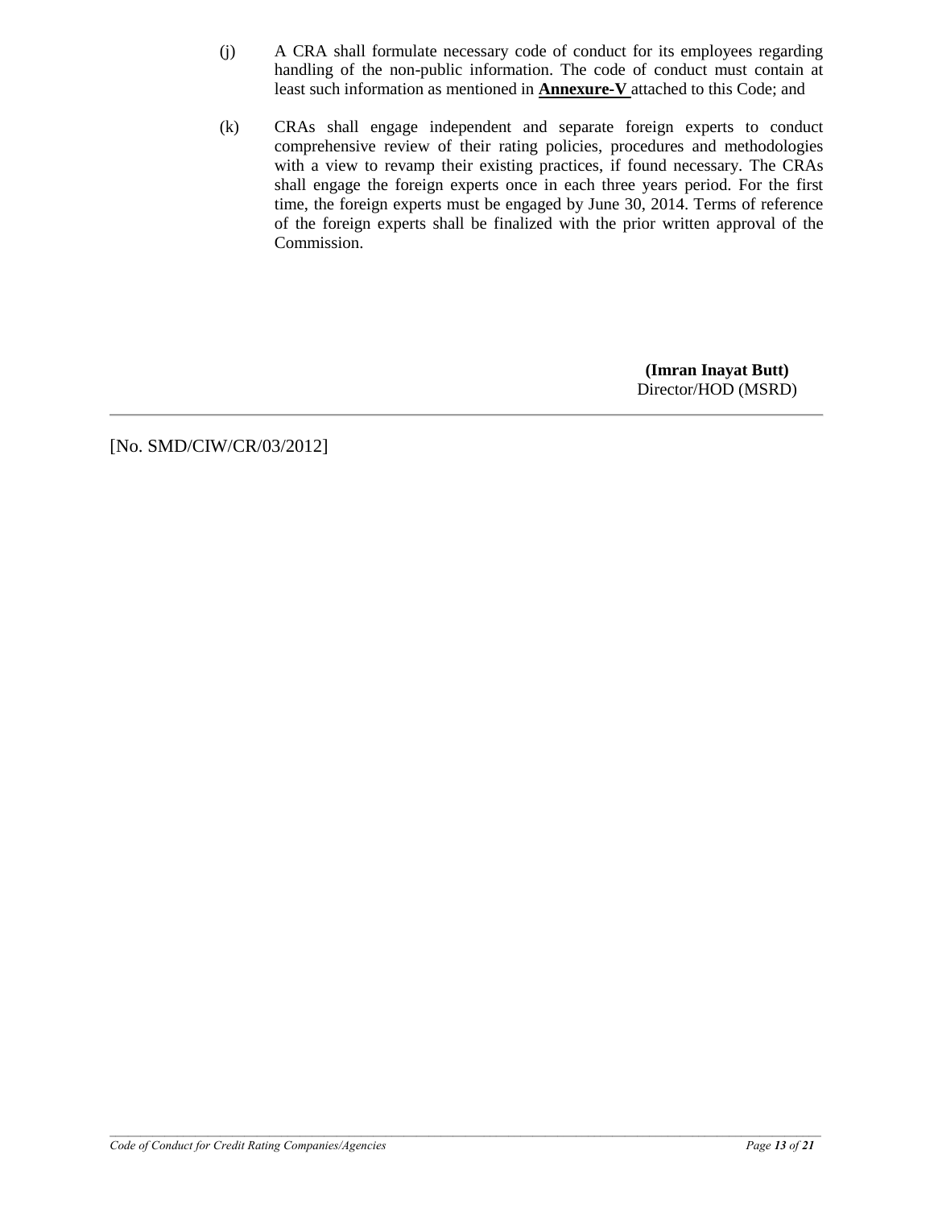(j) A CRA shall formulate necessary code of conduct for its employees regarding handling of the non-public information. The code of conduct must contain at least such information as mentioned in **Annexure-V** attached to this Code; and

(k) CRAs shall engage independent and separate foreign experts to conduct comprehensive review of their rating policies, procedures and methodologies with a view to revamp their existing practices, if found necessary. The CRAs shall engage the foreign experts once in each three years period. For the first time, the foreign experts must be engaged by June 30, 2014. Terms of reference of the foreign experts shall be finalized with the prior written approval of the Commission.

**(Imran Inayat Butt)**
Director/HOD (MSRD)

---

[No. SMD/CIW/CR/03/2012]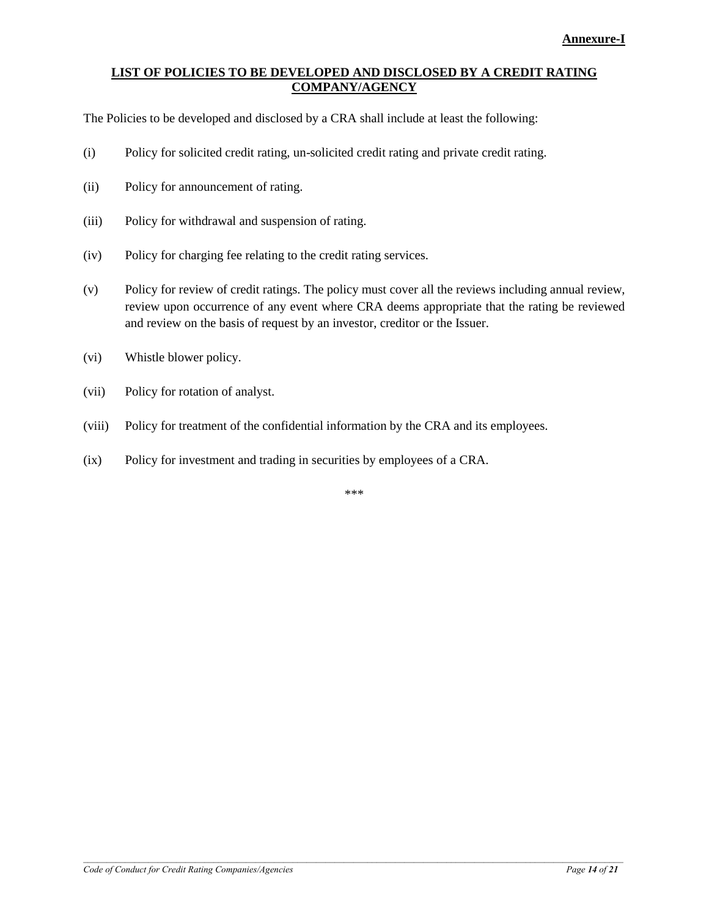**Annexure-I**

## LIST OF POLICIES TO BE DEVELOPED AND DISCLOSED BY A CREDIT RATING COMPANY/AGENCY

The Policies to be developed and disclosed by a CRA shall include at least the following:

(i) Policy for solicited credit rating, un-solicited credit rating and private credit rating.

(ii) Policy for announcement of rating.

(iii) Policy for withdrawal and suspension of rating.

(iv) Policy for charging fee relating to the credit rating services.

(v) Policy for review of credit ratings. The policy must cover all the reviews including annual review, review upon occurrence of any event where CRA deems appropriate that the rating be reviewed and review on the basis of request by an investor, creditor or the Issuer.

(vi) Whistle blower policy.

(vii) Policy for rotation of analyst.

(viii) Policy for treatment of the confidential information by the CRA and its employees.

(ix) Policy for investment and trading in securities by employees of a CRA.

***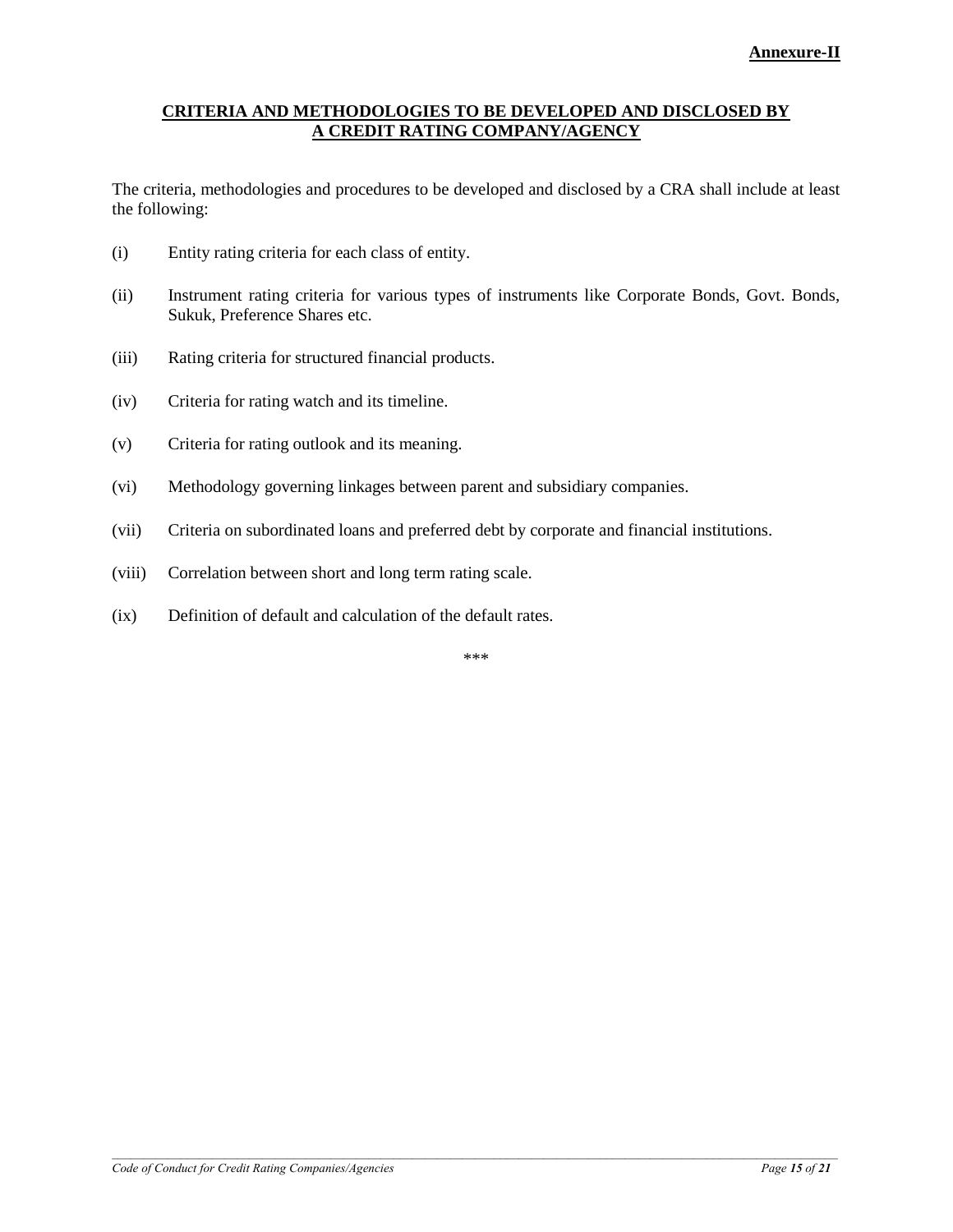**Annexure-II**

## CRITERIA AND METHODOLOGIES TO BE DEVELOPED AND DISCLOSED BY A CREDIT RATING COMPANY/AGENCY

The criteria, methodologies and procedures to be developed and disclosed by a CRA shall include at least the following:

(i) Entity rating criteria for each class of entity.

(ii) Instrument rating criteria for various types of instruments like Corporate Bonds, Govt. Bonds, Sukuk, Preference Shares etc.

(iii) Rating criteria for structured financial products.

(iv) Criteria for rating watch and its timeline.

(v) Criteria for rating outlook and its meaning.

(vi) Methodology governing linkages between parent and subsidiary companies.

(vii) Criteria on subordinated loans and preferred debt by corporate and financial institutions.

(viii) Correlation between short and long term rating scale.

(ix) Definition of default and calculation of the default rates.

***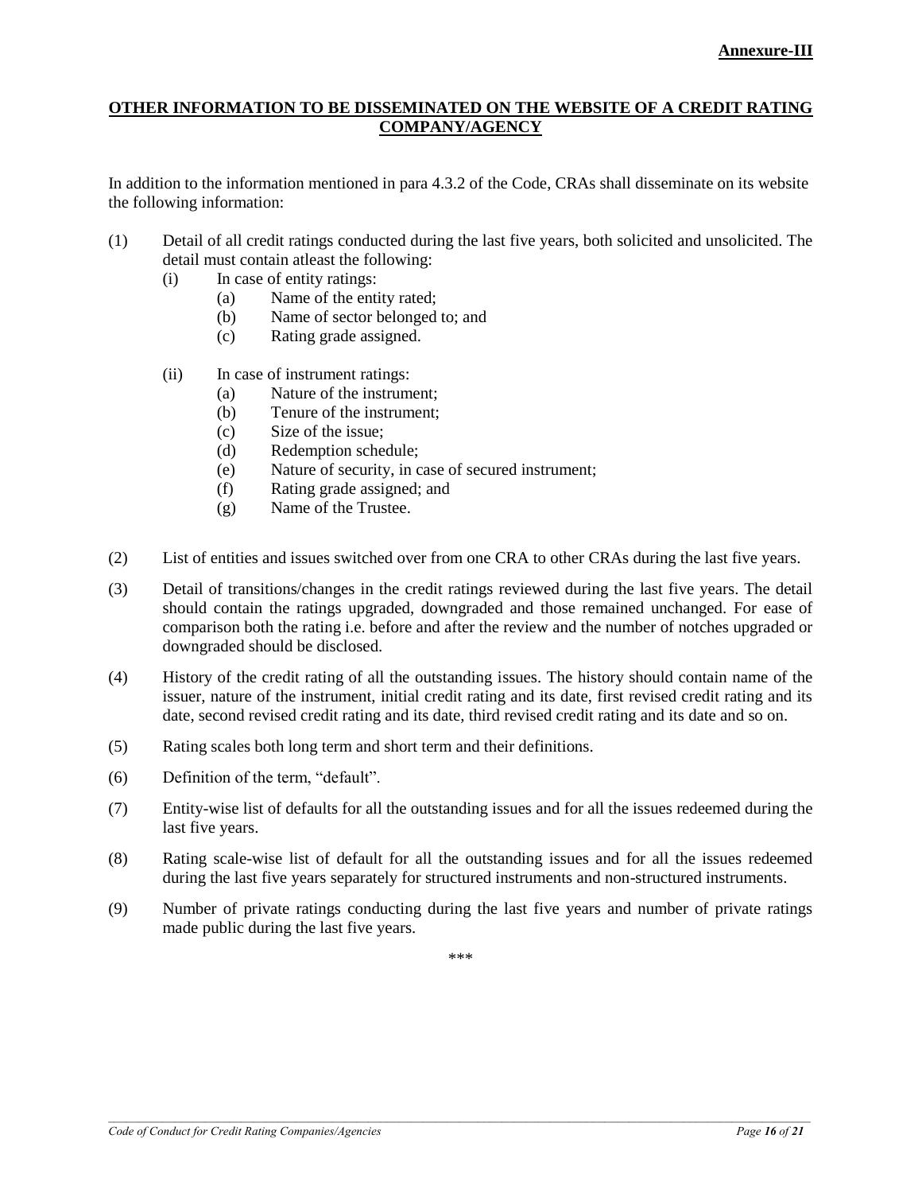**Annexure-III**

## OTHER INFORMATION TO BE DISSEMINATED ON THE WEBSITE OF A CREDIT RATING COMPANY/AGENCY

In addition to the information mentioned in para 4.3.2 of the Code, CRAs shall disseminate on its website the following information:

(1) Detail of all credit ratings conducted during the last five years, both solicited and unsolicited. The detail must contain atleast the following:

  (i) In case of entity ratings:
    (a) Name of the entity rated;
    (b) Name of sector belonged to; and
    (c) Rating grade assigned.

  (ii) In case of instrument ratings:
    (a) Nature of the instrument;
    (b) Tenure of the instrument;
    (c) Size of the issue;
    (d) Redemption schedule;
    (e) Nature of security, in case of secured instrument;
    (f) Rating grade assigned; and
    (g) Name of the Trustee.

(2) List of entities and issues switched over from one CRA to other CRAs during the last five years.

(3) Detail of transitions/changes in the credit ratings reviewed during the last five years. The detail should contain the ratings upgraded, downgraded and those remained unchanged. For ease of comparison both the rating i.e. before and after the review and the number of notches upgraded or downgraded should be disclosed.

(4) History of the credit rating of all the outstanding issues. The history should contain name of the issuer, nature of the instrument, initial credit rating and its date, first revised credit rating and its date, second revised credit rating and its date, third revised credit rating and its date and so on.

(5) Rating scales both long term and short term and their definitions.

(6) Definition of the term, "default".

(7) Entity-wise list of defaults for all the outstanding issues and for all the issues redeemed during the last five years.

(8) Rating scale-wise list of default for all the outstanding issues and for all the issues redeemed during the last five years separately for structured instruments and non-structured instruments.

(9) Number of private ratings conducting during the last five years and number of private ratings made public during the last five years.

***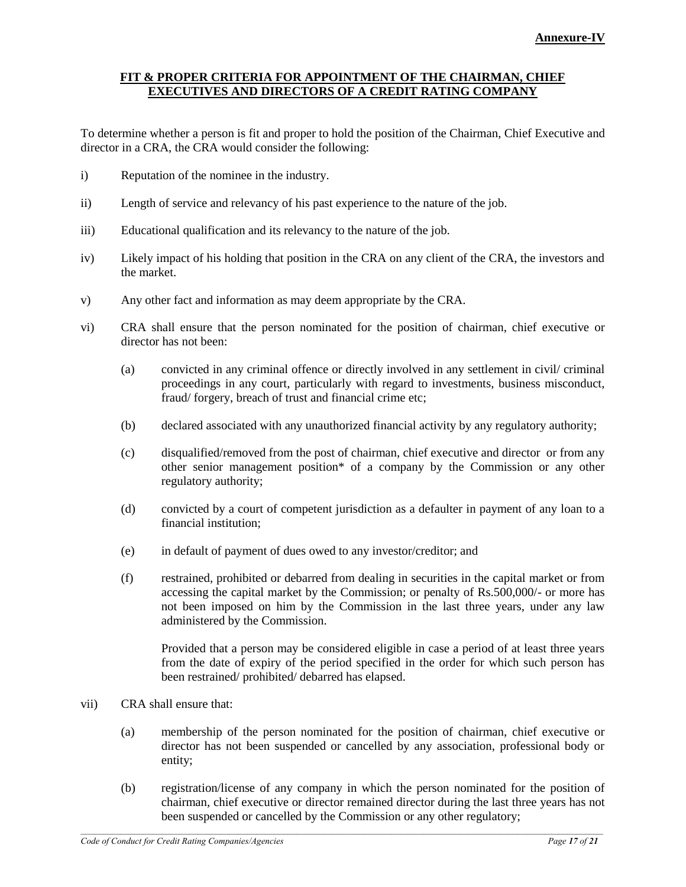**Annexure-IV**

## FIT & PROPER CRITERIA FOR APPOINTMENT OF THE CHAIRMAN, CHIEF EXECUTIVES AND DIRECTORS OF A CREDIT RATING COMPANY

To determine whether a person is fit and proper to hold the position of the Chairman, Chief Executive and director in a CRA, the CRA would consider the following:

i) Reputation of the nominee in the industry.

ii) Length of service and relevancy of his past experience to the nature of the job.

iii) Educational qualification and its relevancy to the nature of the job.

iv) Likely impact of his holding that position in the CRA on any client of the CRA, the investors and the market.

v) Any other fact and information as may deem appropriate by the CRA.

vi) CRA shall ensure that the person nominated for the position of chairman, chief executive or director has not been:

  (a) convicted in any criminal offence or directly involved in any settlement in civil/ criminal proceedings in any court, particularly with regard to investments, business misconduct, fraud/ forgery, breach of trust and financial crime etc;

  (b) declared associated with any unauthorized financial activity by any regulatory authority;

  (c) disqualified/removed from the post of chairman, chief executive and director or from any other senior management position* of a company by the Commission or any other regulatory authority;

  (d) convicted by a court of competent jurisdiction as a defaulter in payment of any loan to a financial institution;

  (e) in default of payment of dues owed to any investor/creditor; and

  (f) restrained, prohibited or debarred from dealing in securities in the capital market or from accessing the capital market by the Commission; or penalty of Rs.500,000/- or more has not been imposed on him by the Commission in the last three years, under any law administered by the Commission.

  Provided that a person may be considered eligible in case a period of at least three years from the date of expiry of the period specified in the order for which such person has been restrained/ prohibited/ debarred has elapsed.

vii) CRA shall ensure that:

  (a) membership of the person nominated for the position of chairman, chief executive or director has not been suspended or cancelled by any association, professional body or entity;

  (b) registration/license of any company in which the person nominated for the position of chairman, chief executive or director remained director during the last three years has not been suspended or cancelled by the Commission or any other regulatory;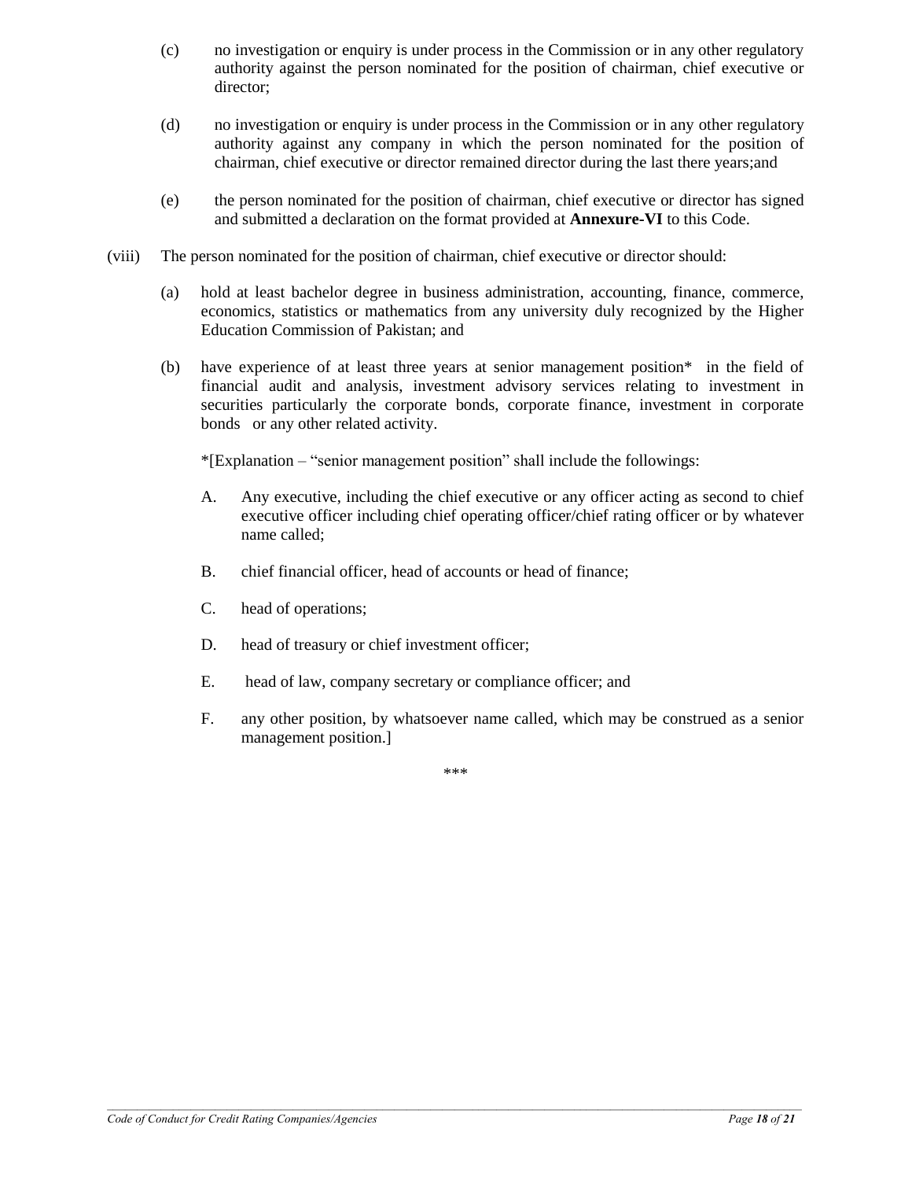(c) no investigation or enquiry is under process in the Commission or in any other regulatory authority against the person nominated for the position of chairman, chief executive or director;

(d) no investigation or enquiry is under process in the Commission or in any other regulatory authority against any company in which the person nominated for the position of chairman, chief executive or director remained director during the last there years;and

(e) the person nominated for the position of chairman, chief executive or director has signed and submitted a declaration on the format provided at **Annexure-VI** to this Code.

(viii) The person nominated for the position of chairman, chief executive or director should:

(a) hold at least bachelor degree in business administration, accounting, finance, commerce, economics, statistics or mathematics from any university duly recognized by the Higher Education Commission of Pakistan; and

(b) have experience of at least three years at senior management position* in the field of financial audit and analysis, investment advisory services relating to investment in securities particularly the corporate bonds, corporate finance, investment in corporate bonds or any other related activity.

*[Explanation – "senior management position" shall include the followings:

A. Any executive, including the chief executive or any officer acting as second to chief executive officer including chief operating officer/chief rating officer or by whatever name called;

B. chief financial officer, head of accounts or head of finance;

C. head of operations;

D. head of treasury or chief investment officer;

E. head of law, company secretary or compliance officer; and

F. any other position, by whatsoever name called, which may be construed as a senior management position.]

***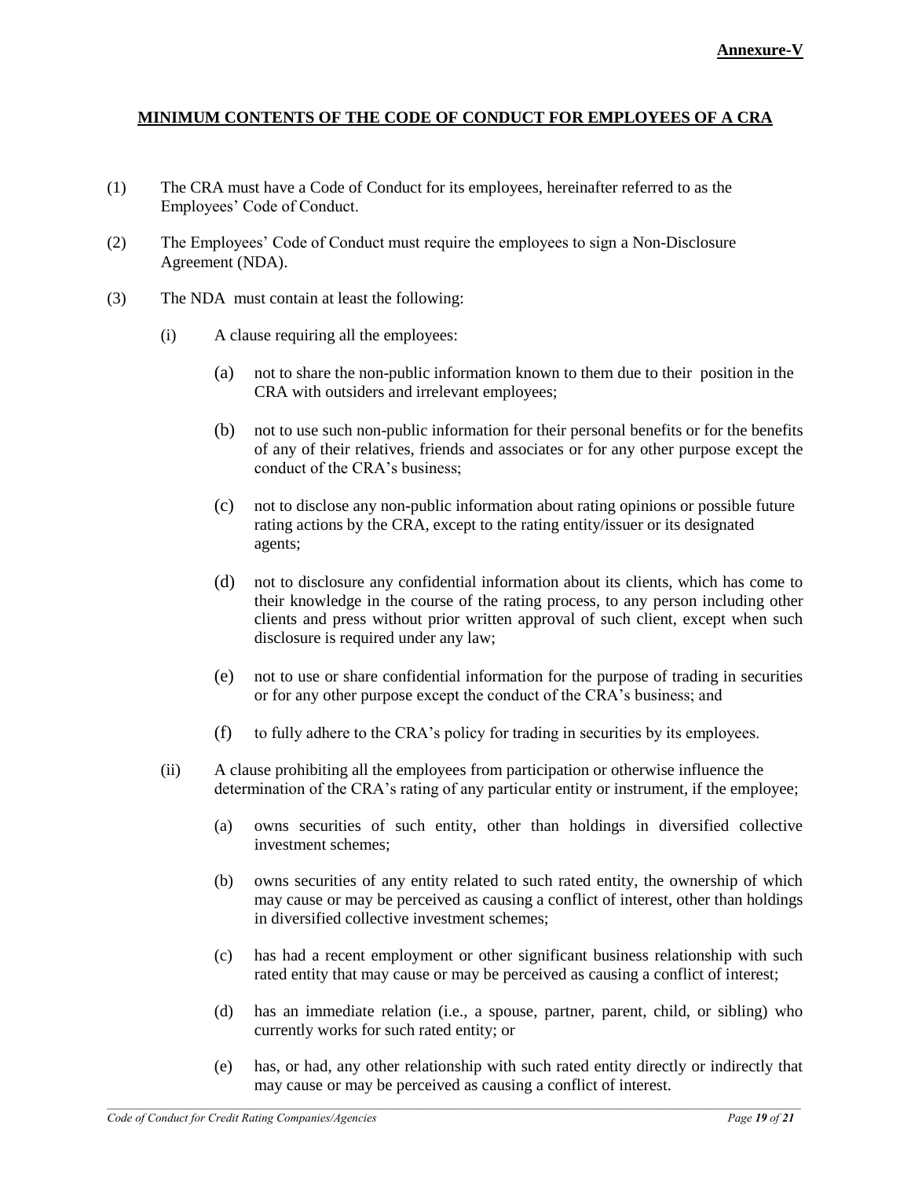**Annexure-V**

## MINIMUM CONTENTS OF THE CODE OF CONDUCT FOR EMPLOYEES OF A CRA

(1) The CRA must have a Code of Conduct for its employees, hereinafter referred to as the Employees' Code of Conduct.

(2) The Employees' Code of Conduct must require the employees to sign a Non-Disclosure Agreement (NDA).

(3) The NDA must contain at least the following:

(i) A clause requiring all the employees:

(a) not to share the non-public information known to them due to their position in the CRA with outsiders and irrelevant employees;

(b) not to use such non-public information for their personal benefits or for the benefits of any of their relatives, friends and associates or for any other purpose except the conduct of the CRA's business;

(c) not to disclose any non-public information about rating opinions or possible future rating actions by the CRA, except to the rating entity/issuer or its designated agents;

(d) not to disclosure any confidential information about its clients, which has come to their knowledge in the course of the rating process, to any person including other clients and press without prior written approval of such client, except when such disclosure is required under any law;

(e) not to use or share confidential information for the purpose of trading in securities or for any other purpose except the conduct of the CRA's business; and

(f) to fully adhere to the CRA's policy for trading in securities by its employees.

(ii) A clause prohibiting all the employees from participation or otherwise influence the determination of the CRA's rating of any particular entity or instrument, if the employee;

(a) owns securities of such entity, other than holdings in diversified collective investment schemes;

(b) owns securities of any entity related to such rated entity, the ownership of which may cause or may be perceived as causing a conflict of interest, other than holdings in diversified collective investment schemes;

(c) has had a recent employment or other significant business relationship with such rated entity that may cause or may be perceived as causing a conflict of interest;

(d) has an immediate relation (i.e., a spouse, partner, parent, child, or sibling) who currently works for such rated entity; or

(e) has, or had, any other relationship with such rated entity directly or indirectly that may cause or may be perceived as causing a conflict of interest.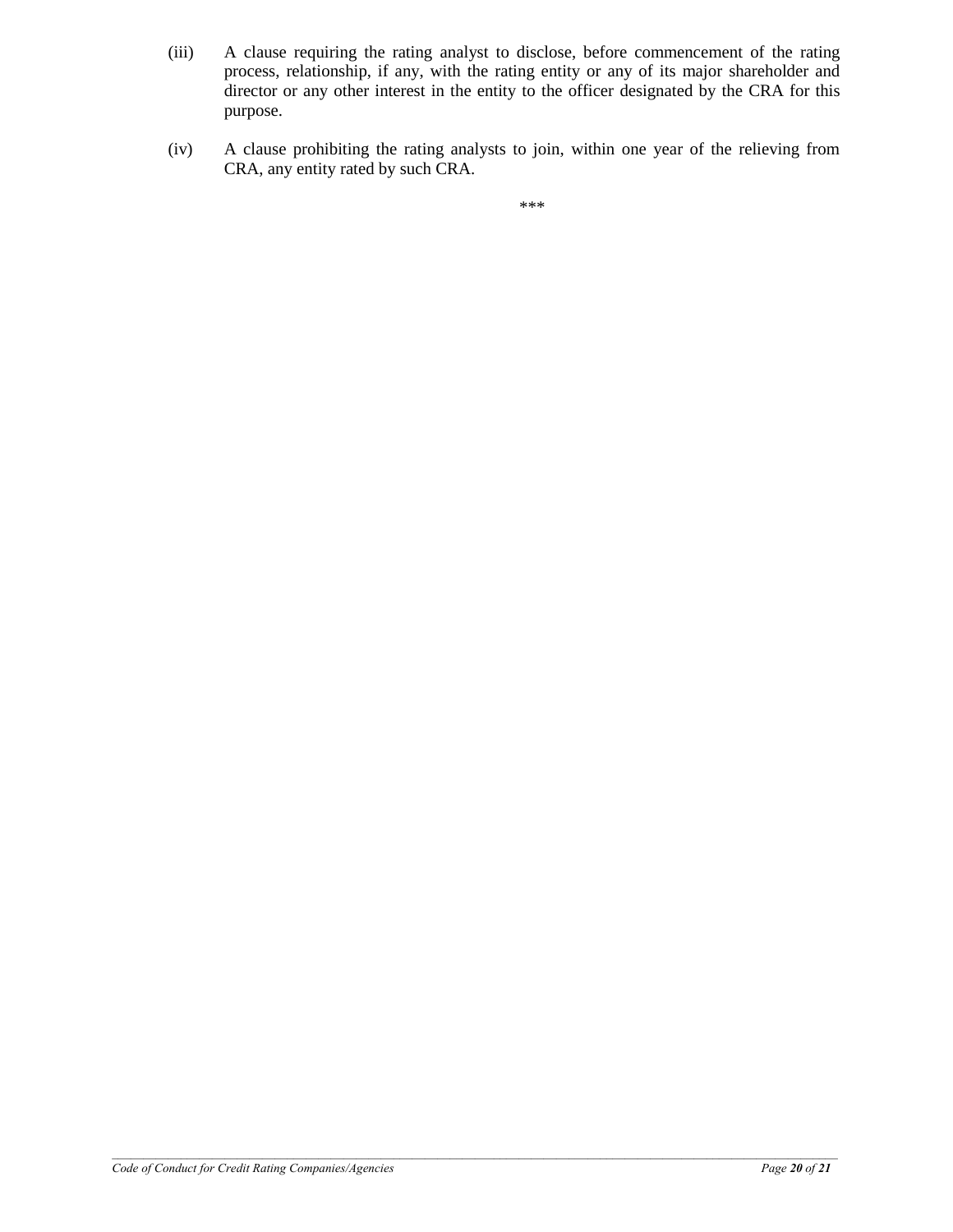(iii) A clause requiring the rating analyst to disclose, before commencement of the rating process, relationship, if any, with the rating entity or any of its major shareholder and director or any other interest in the entity to the officer designated by the CRA for this purpose.

(iv) A clause prohibiting the rating analysts to join, within one year of the relieving from CRA, any entity rated by such CRA.

***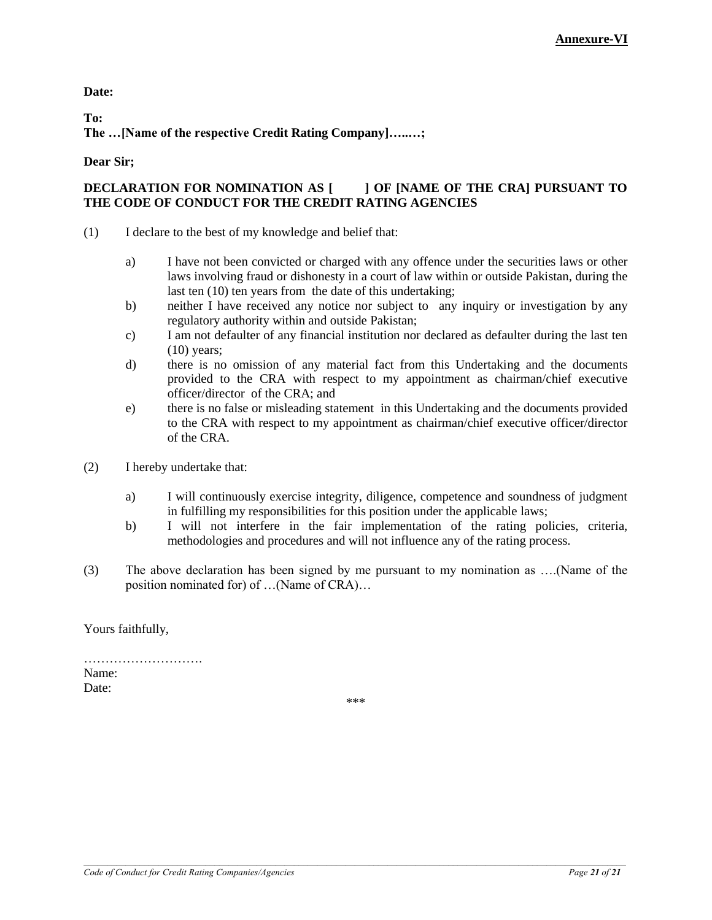**Annexure-VI**

**Date:**

**To:**
**The …[Name of the respective Credit Rating Company]…..…;**

**Dear Sir;**

**DECLARATION FOR NOMINATION AS [ ] OF [NAME OF THE CRA] PURSUANT TO THE CODE OF CONDUCT FOR THE CREDIT RATING AGENCIES**

(1) I declare to the best of my knowledge and belief that:

   a) I have not been convicted or charged with any offence under the securities laws or other laws involving fraud or dishonesty in a court of law within or outside Pakistan, during the last ten (10) ten years from the date of this undertaking;
   b) neither I have received any notice nor subject to any inquiry or investigation by any regulatory authority within and outside Pakistan;
   c) I am not defaulter of any financial institution nor declared as defaulter during the last ten (10) years;
   d) there is no omission of any material fact from this Undertaking and the documents provided to the CRA with respect to my appointment as chairman/chief executive officer/director of the CRA; and
   e) there is no false or misleading statement in this Undertaking and the documents provided to the CRA with respect to my appointment as chairman/chief executive officer/director of the CRA.

(2) I hereby undertake that:

   a) I will continuously exercise integrity, diligence, competence and soundness of judgment in fulfilling my responsibilities for this position under the applicable laws;
   b) I will not interfere in the fair implementation of the rating policies, criteria, methodologies and procedures and will not influence any of the rating process.

(3) The above declaration has been signed by me pursuant to my nomination as ….(Name of the position nominated for) of …(Name of CRA)…

Yours faithfully,

……………………….
Name:
Date:

***